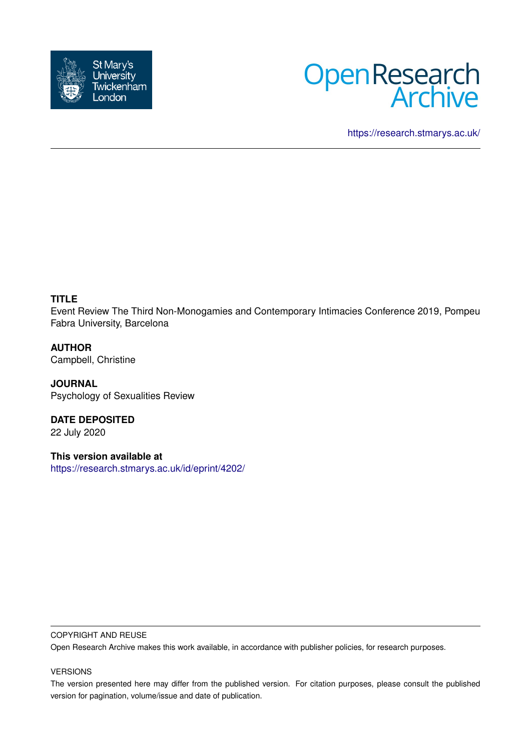St Mary's University Twickenham London

# Open Research Archive

https://research.stmarys.ac.uk/

**TITLE**

Event Review The Third Non-Monogamies and Contemporary Intimacies Conference 2019, Pompeu Fabra University, Barcelona

**AUTHOR**

Campbell, Christine

**JOURNAL**

Psychology of Sexualities Review

**DATE DEPOSITED**

22 July 2020

**This version available at**

https://research.stmarys.ac.uk/id/eprint/4202/

COPYRIGHT AND REUSE

Open Research Archive makes this work available, in accordance with publisher policies, for research purposes.

VERSIONS

The version presented here may differ from the published version. For citation purposes, please consult the published version for pagination, volume/issue and date of publication.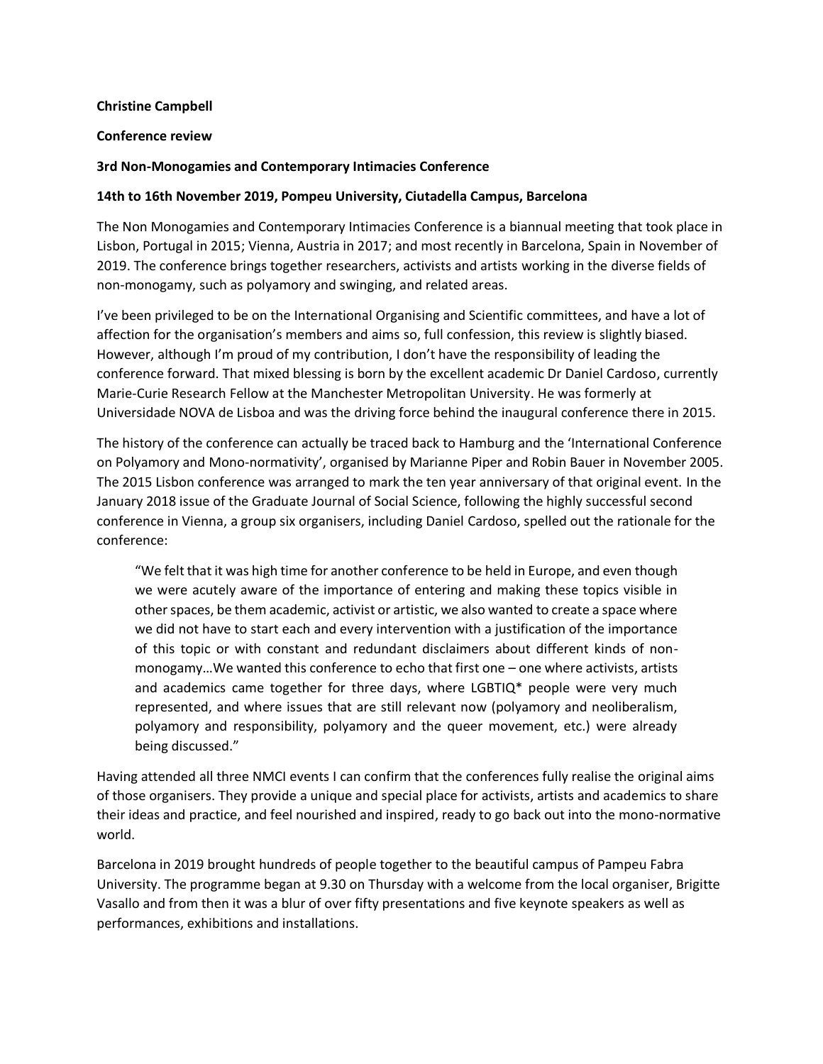**Christine Campbell**

**Conference review**

**3rd Non-Monogamies and Contemporary Intimacies Conference**

**14th to 16th November 2019, Pompeu University, Ciutadella Campus, Barcelona**

The Non Monogamies and Contemporary Intimacies Conference is a biannual meeting that took place in Lisbon, Portugal in 2015; Vienna, Austria in 2017; and most recently in Barcelona, Spain in November of 2019. The conference brings together researchers, activists and artists working in the diverse fields of non-monogamy, such as polyamory and swinging, and related areas.

I've been privileged to be on the International Organising and Scientific committees, and have a lot of affection for the organisation's members and aims so, full confession, this review is slightly biased. However, although I'm proud of my contribution, I don't have the responsibility of leading the conference forward. That mixed blessing is born by the excellent academic Dr Daniel Cardoso, currently Marie-Curie Research Fellow at the Manchester Metropolitan University. He was formerly at Universidade NOVA de Lisboa and was the driving force behind the inaugural conference there in 2015.

The history of the conference can actually be traced back to Hamburg and the 'International Conference on Polyamory and Mono-normativity', organised by Marianne Piper and Robin Bauer in November 2005. The 2015 Lisbon conference was arranged to mark the ten year anniversary of that original event. In the January 2018 issue of the Graduate Journal of Social Science, following the highly successful second conference in Vienna, a group six organisers, including Daniel Cardoso, spelled out the rationale for the conference:

> "We felt that it was high time for another conference to be held in Europe, and even though we were acutely aware of the importance of entering and making these topics visible in other spaces, be them academic, activist or artistic, we also wanted to create a space where we did not have to start each and every intervention with a justification of the importance of this topic or with constant and redundant disclaimers about different kinds of non-monogamy…We wanted this conference to echo that first one – one where activists, artists and academics came together for three days, where LGBTIQ* people were very much represented, and where issues that are still relevant now (polyamory and neoliberalism, polyamory and responsibility, polyamory and the queer movement, etc.) were already being discussed."

Having attended all three NMCI events I can confirm that the conferences fully realise the original aims of those organisers. They provide a unique and special place for activists, artists and academics to share their ideas and practice, and feel nourished and inspired, ready to go back out into the mono-normative world.

Barcelona in 2019 brought hundreds of people together to the beautiful campus of Pampeu Fabra University. The programme began at 9.30 on Thursday with a welcome from the local organiser, Brigitte Vasallo and from then it was a blur of over fifty presentations and five keynote speakers as well as performances, exhibitions and installations.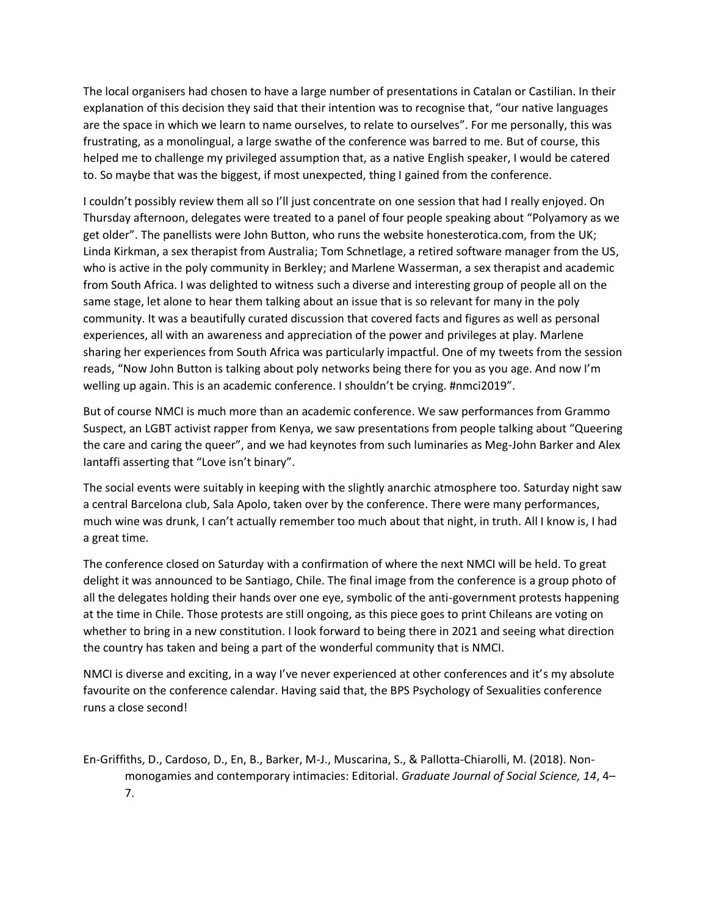The local organisers had chosen to have a large number of presentations in Catalan or Castilian. In their explanation of this decision they said that their intention was to recognise that, "our native languages are the space in which we learn to name ourselves, to relate to ourselves". For me personally, this was frustrating, as a monolingual, a large swathe of the conference was barred to me. But of course, this helped me to challenge my privileged assumption that, as a native English speaker, I would be catered to. So maybe that was the biggest, if most unexpected, thing I gained from the conference.

I couldn't possibly review them all so I'll just concentrate on one session that had I really enjoyed. On Thursday afternoon, delegates were treated to a panel of four people speaking about "Polyamory as we get older". The panellists were John Button, who runs the website honesterotica.com, from the UK; Linda Kirkman, a sex therapist from Australia; Tom Schnetlage, a retired software manager from the US, who is active in the poly community in Berkley; and Marlene Wasserman, a sex therapist and academic from South Africa. I was delighted to witness such a diverse and interesting group of people all on the same stage, let alone to hear them talking about an issue that is so relevant for many in the poly community. It was a beautifully curated discussion that covered facts and figures as well as personal experiences, all with an awareness and appreciation of the power and privileges at play. Marlene sharing her experiences from South Africa was particularly impactful. One of my tweets from the session reads, "Now John Button is talking about poly networks being there for you as you age. And now I'm welling up again. This is an academic conference. I shouldn't be crying. #nmci2019".

But of course NMCI is much more than an academic conference. We saw performances from Grammo Suspect, an LGBT activist rapper from Kenya, we saw presentations from people talking about "Queering the care and caring the queer", and we had keynotes from such luminaries as Meg-John Barker and Alex Iantaffi asserting that "Love isn't binary".

The social events were suitably in keeping with the slightly anarchic atmosphere too. Saturday night saw a central Barcelona club, Sala Apolo, taken over by the conference. There were many performances, much wine was drunk, I can't actually remember too much about that night, in truth. All I know is, I had a great time.

The conference closed on Saturday with a confirmation of where the next NMCI will be held. To great delight it was announced to be Santiago, Chile. The final image from the conference is a group photo of all the delegates holding their hands over one eye, symbolic of the anti-government protests happening at the time in Chile. Those protests are still ongoing, as this piece goes to print Chileans are voting on whether to bring in a new constitution. I look forward to being there in 2021 and seeing what direction the country has taken and being a part of the wonderful community that is NMCI.

NMCI is diverse and exciting, in a way I've never experienced at other conferences and it's my absolute favourite on the conference calendar. Having said that, the BPS Psychology of Sexualities conference runs a close second!

En-Griffiths, D., Cardoso, D., En, B., Barker, M-J., Muscarina, S., & Pallotta-Chiarolli, M. (2018). Non-monogamies and contemporary intimacies: Editorial. *Graduate Journal of Social Science, 14*, 4–7.